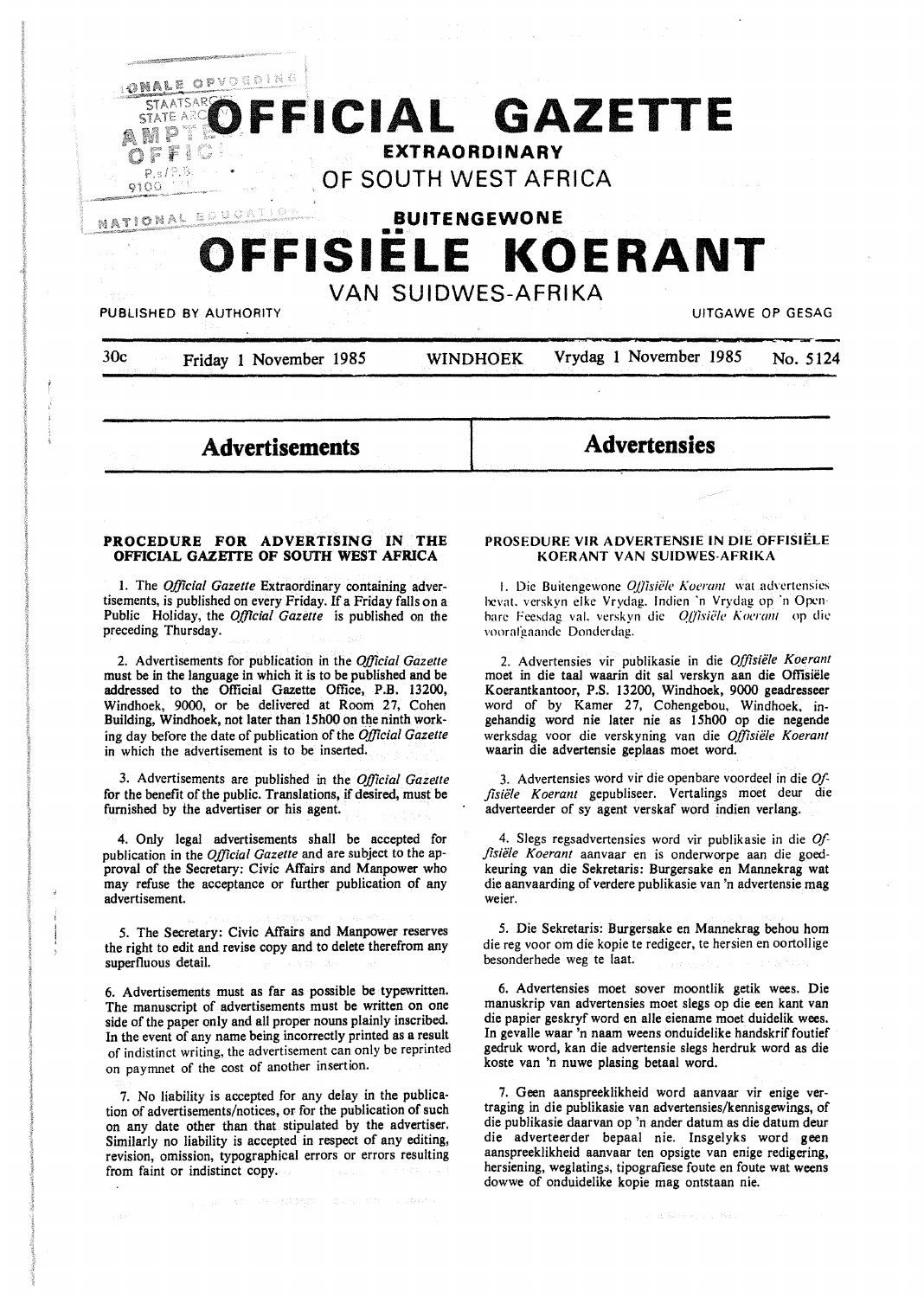# OFFICIAL GAZETTE

## EXTRAORDINARY

## OF SOUTH WEST AFRICA

## BUITENGEWONE

# OFFISIËLE KOERANT

## VAN SUIDWES-AFRIKA

PUBLISHED BY AUTHORITY — UITGAWE OP GESAG

30c — Friday 1 November 1985 — WINDHOEK — Vrydag 1 November 1985 — No. 5124

## Advertisements

### PROCEDURE FOR ADVERTISING IN THE OFFICIAL GAZETTE OF SOUTH WEST AFRICA

1. The *Official Gazette* Extraordinary containing advertisements, is published on every Friday. If a Friday falls on a Public Holiday, the *Official Gazette* is published on the preceding Thursday.

2. Advertisements for publication in the *Official Gazette* must be in the language in which it is to be published and be addressed to the Official Gazette Office, P.B. 13200, Windhoek, 9000, or be delivered at Room 27, Cohen Building, Windhoek, not later than 15h00 on the ninth working day before the date of publication of the *Official Gazette* in which the advertisement is to be inserted.

3. Advertisements are published in the *Official Gazette* for the benefit of the public. Translations, if desired, must be furnished by the advertiser or his agent.

4. Only legal advertisements shall be accepted for publication in the *Official Gazette* and are subject to the approval of the Secretary: Civic Affairs and Manpower who may refuse the acceptance or further publication of any advertisement.

5. The Secretary: Civic Affairs and Manpower reserves the right to edit and revise copy and to delete therefrom any superfluous detail.

6. Advertisements must as far as possible be typewritten. The manuscript of advertisements must be written on one side of the paper only and all proper nouns plainly inscribed. In the event of any name being incorrectly printed as a result of indistinct writing, the advertisement can only be reprinted on paymnet of the cost of another insertion.

7. No liability is accepted for any delay in the publication of advertisements/notices, or for the publication of such on any date other than that stipulated by the advertiser. Similarly no liability is accepted in respect of any editing, revision, omission, typographical errors or errors resulting from faint or indistinct copy.

## Advertensies

### PROSEDURE VIR ADVERTENSIE IN DIE OFFISIËLE KOERANT VAN SUIDWES-AFRIKA

1. Die Buitengewone *Offisiële Koerant* wat advertensies bevat, verskyn elke Vrydag. Indien 'n Vrydag op 'n Openbare Feesdag val, verskyn die *Offisiële Koerant* op die voorafgaande Donderdag.

2. Advertensies vir publikasie in die *Offisiële Koerant* moet in die taal waarin dit sal verskyn aan die Offisiële Koerantkantoor, P.S. 13200, Windhoek, 9000 geadresseer word of by Kamer 27, Cohengebou, Windhoek, ingehandig word nie later nie as 15h00 op die negende werksdag voor die verskyning van die *Offisiële Koerant* waarin die advertensie geplaas moet word.

3. Advertensies word vir die openbare voordeel in die *Offisiële Koerant* gepubliseer. Vertalings moet deur die adverteerder of sy agent verskaf word indien verlang.

4. Slegs regsadvertensies word vir publikasie in die *Offisiële Koerant* aanvaar en is onderworpe aan die goedkeuring van die Sekretaris: Burgersake en Mannekrag wat die aanvaarding of verdere publikasie van 'n advertensie mag weier.

5. Die Sekretaris: Burgersake en Mannekrag behou hom die reg voor om die kopie te redigeer, te hersien en oortollige besonderhede weg te laat.

6. Advertensies moet sover moontlik getik wees. Die manuskrip van advertensies moet slegs op die een kant van die papier geskryf word en alle eiename moet duidelik wees. In gevalle waar 'n naam weens onduidelike handskrif foutief gedruk word, kan die advertensie slegs herdruk word as die koste van 'n nuwe plasing betaal word.

7. Geen aanspreeklikheid word aanvaar vir enige vertraging in die publikasie van advertensies/kennisgewings, of die publikasie daarvan op 'n ander datum as die datum deur die adverteerder bepaal nie. Insgelyks word geen aanspreeklikheid aanvaar ten opsigte van enige redigering, hersiening, weglatings, tipografiese foute en foute wat weens dowwe of onduidelike kopie mag ontstaan nie.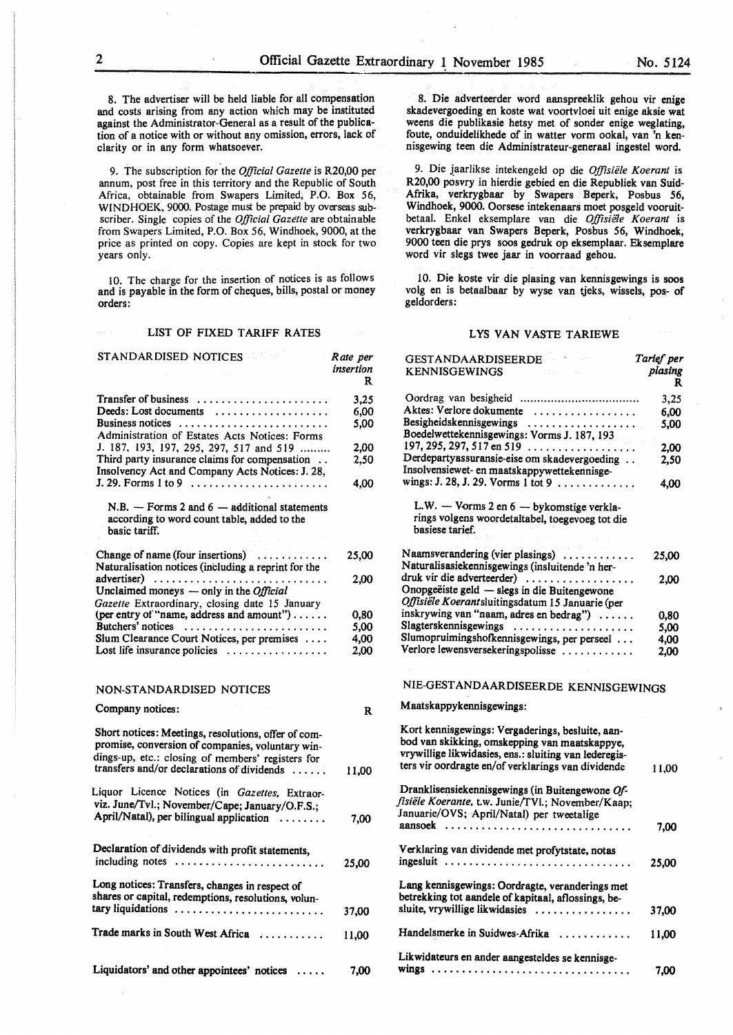8. The advertiser will be held liable for all compensation and costs arising from any action which may be instituted against the Administrator-General as a result of the publication of a notice with or without any omission, errors, lack of clarity or in any form whatsoever.

9. The subscription for the *Official Gazette* is R20,00 per annum, post free in this territory and the Republic of South Africa, obtainable from Swapers Limited, P.O. Box 56, WINDHOEK, 9000. Postage must be prepaid by overseas subscriber. Single copies of the *Official Gazette* are obtainable from Swapers Limited, P.O. Box 56, Windhoek, 9000, at the price as printed on copy. Copies are kept in stock for two years only.

10. The charge for the insertion of notices is as follows and is payable in the form of cheques, bills, postal or money orders:

### LIST OF FIXED TARIFF RATES

| STANDARDISED NOTICES | Rate per insertion R |
|---|---|
| Transfer of business | 3,25 |
| Deeds: Lost documents | 6,00 |
| Business notices | 5,00 |
| Administration of Estates Acts Notices: Forms J. 187, 193, 197, 295, 297, 517 and 519 | 2,00 |
| Third party insurance claims for compensation | 2,50 |
| Insolvency Act and Company Acts Notices: J. 28, J. 29. Forms 1 to 9 | 4,00 |

N.B. — Forms 2 and 6 — additional statements according to word count table, added to the basic tariff.

| | |
|---|---|
| Change of name (four insertions) | 25,00 |
| Naturalisation notices (including a reprint for the advertiser) | 2,00 |
| Unclaimed moneys — only in the *Official Gazette* Extraordinary, closing date 15 January (per entry of "name, address and amount") | 0,80 |
| Butchers' notices | 5,00 |
| Slum Clearance Court Notices, per premises | 4,00 |
| Lost life insurance policies | 2,00 |

### NON-STANDARDISED NOTICES

| Company notices: | R |
|---|---|
| Short notices: Meetings, resolutions, offer of compromise, conversion of companies, voluntary windings-up, etc.: closing of members' registers for transfers and/or declarations of dividends | 11,00 |
| Liquor Licence Notices (in *Gazettes*, Extraorviz. June/Tvl.; November/Cape; January/O.F.S.; April/Natal), per bilingual application | 7,00 |
| Declaration of dividends with profit statements, including notes | 25,00 |
| Long notices: Transfers, changes in respect of shares or capital, redemptions, resolutions, voluntary liquidations | 37,00 |
| Trade marks in South West Africa | 11,00 |
| Liquidators' and other appointees' notices | 7,00 |

8. Die adverteerder word aanspreeklik gehou vir enige skadevergoeding en koste wat voortvloei uit enige aksie wat weens die publikasie hetsy met of sonder enige weglating, foute, onduidelikhede of in watter vorm ookal, van 'n kennisgewing teen die Administrateur-generaal ingestel word.

9. Die jaarlikse intekengeld op die *Offisiële Koerant* is R20,00 posvry in hierdie gebied en die Republiek van Suid-Afrika, verkrygbaar by Swapers Beperk, Posbus 56, Windhoek, 9000. Oorsese intekenaars moet posgeld vooruitbetaal. Enkel eksemplare van die *Offisiële Koerant* is verkrygbaar van Swapers Beperk, Posbus 56, Windhoek, 9000 teen die prys soos gedruk op eksemplaar. Eksemplare word vir slegs twee jaar in voorraad gehou.

10. Die koste vir die plasing van kennisgewings is soos volg en is betaalbaar by wyse van tjeks, wissels, pos- of geldorders:

### LYS VAN VASTE TARIEWE

| GESTANDAARDISEERDE KENNISGEWINGS | Tarief per plasing R |
|---|---|
| Oordrag van besigheid | 3,25 |
| Aktes: Verlore dokumente | 6,00 |
| Besigheidskennisgewings | 5,00 |
| Boedelwettekennisgewings: Vorms J. 187, 193 197, 295, 297, 517 en 519 | 2,00 |
| Derdepartyassuransie-eise om skadevergoeding | 2,50 |
| Insolvensiewet- en maatskappywettekennisgewings: J. 28, J. 29. Vorms 1 tot 9 | 4,00 |

L.W. — Vorms 2 en 6 — bykomstige verklarings volgens woordetaltabel, toegevoeg tot die basiese tarief.

| | |
|---|---|
| Naamsverandering (vier plasings) | 25,00 |
| Naturalisasiekennisgewings (insluitende 'n herdruk vir die adverteerder) | 2,00 |
| Onopgeëiste geld — slegs in die Buitengewone *Offisiële Koerant*sluitingsdatum 15 Januarie (per inskrywing van "naam, adres en bedrag") | 0,80 |
| Slagterskennisgewings | 5,00 |
| Slumopruimingshofkennisgewings, per perseel | 4,00 |
| Verlore lewensversekeringspolisse | 2,00 |

### NIE-GESTANDAARDISEERDE KENNISGEWINGS

| Maatskappykennisgewings: | |
|---|---|
| Kort kennisgewings: Vergaderings, besluite, aanbod van skikking, omskepping van maatskappye, vrywillige likwidasies, ens.: sluiting van lederegisters vir oordragte en/of verklarings van dividende | 11,00 |
| Dranklisensiekennisgewings (in Buitengewone *Offisiële Koerante*, t.w. Junie/TVl.; November/Kaap; Januarie/OVS; April/Natal) per tweetalige aansoek | 7,00 |
| Verklaring van dividende met profytstate, notas ingesluit | 25,00 |
| Lang kennisgewings: Oordragte, veranderings met betrekking tot aandele of kapitaal, aflossings, besluite, vrywillige likwidasies | 37,00 |
| Handelsmerke in Suidwes-Afrika | 11,00 |
| Likwidateurs en ander aangesteldes se kennisgewings | 7,00 |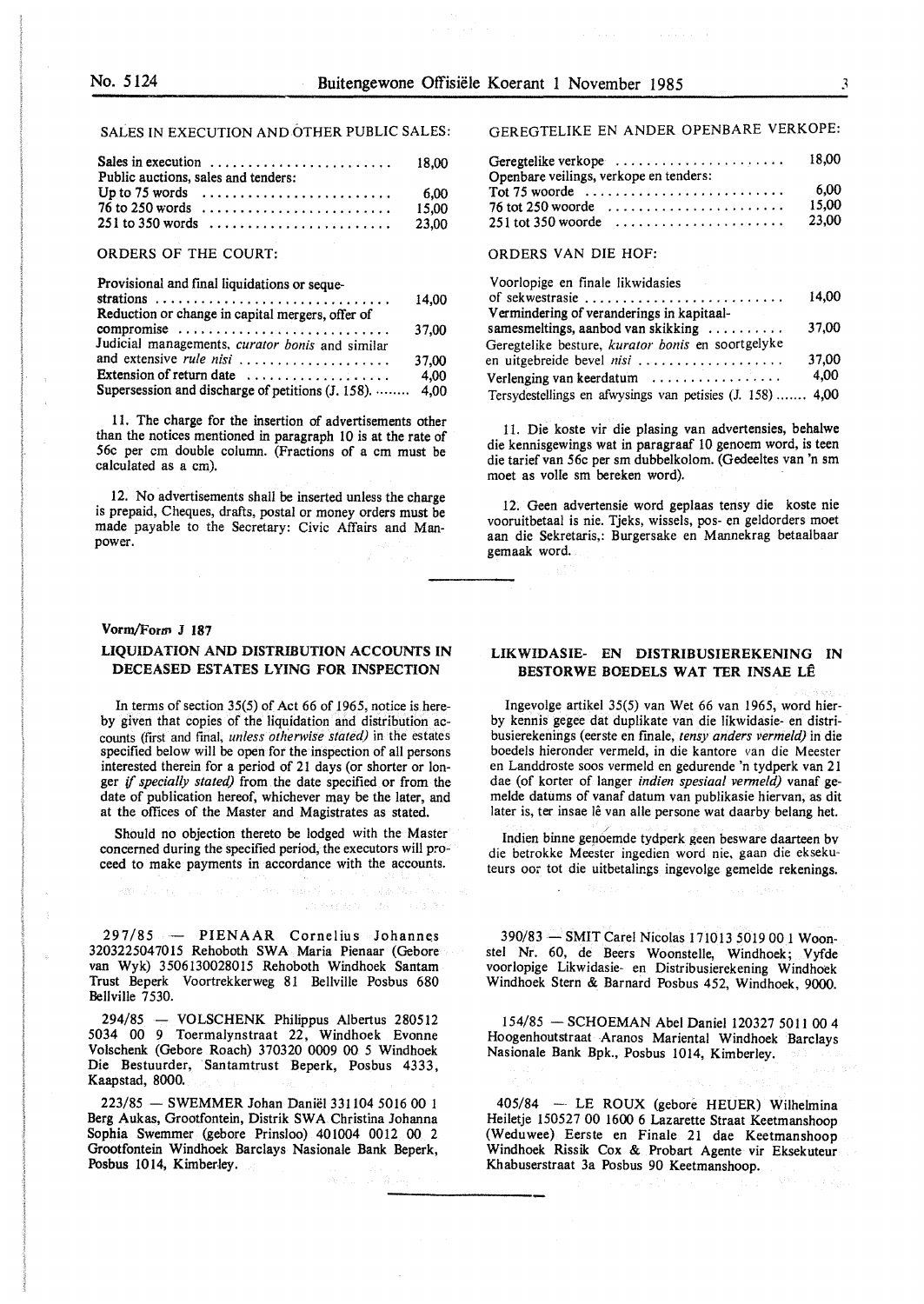SALES IN EXECUTION AND OTHER PUBLIC SALES:

| | |
|---|---|
| Sales in execution | 18,00 |
| Public auctions, sales and tenders: | |
| Up to 75 words | 6,00 |
| 76 to 250 words | 15,00 |
| 251 to 350 words | 23,00 |

ORDERS OF THE COURT:

| | |
|---|---|
| Provisional and final liquidations or sequestrations | 14,00 |
| Reduction or change in capital mergers, offer of compromise | 37,00 |
| Judicial managements, *curator bonis* and similar and extensive *rule nisi* | 37,00 |
| Extension of return date | 4,00 |
| Supersession and discharge of petitions (J. 158). | 4,00 |

11. The charge for the insertion of advertisements other than the notices mentioned in paragraph 10 is at the rate of 56c per cm double column. (Fractions of a cm must be calculated as a cm).

12. No advertisements shall be inserted unless the charge is prepaid, Cheques, drafts, postal or money orders must be made payable to the Secretary: Civic Affairs and Manpower.

GEREGTELIKE EN ANDER OPENBARE VERKOPE:

| | |
|---|---|
| Geregtelike verkope | 18,00 |
| Openbare veilings, verkope en tenders: | |
| Tot 75 woorde | 6,00 |
| 76 tot 250 woorde | 15,00 |
| 251 tot 350 woorde | 23,00 |

ORDERS VAN DIE HOF:

| | |
|---|---|
| Voorlopige en finale likwidasies of sekwestrasie | 14,00 |
| Vermindering of veranderings in kapitaalsamesmeltings, aanbod van skikking | 37,00 |
| Geregtelike besture, *kurator bonis* en soortgelyke en uitgebreide bevel *nisi* | 37,00 |
| Verlenging van keerdatum | 4,00 |
| Tersydestellings en afwysings van petisies (J. 158) | 4,00 |

11. Die koste vir die plasing van advertensies, behalwe die kennisgewings wat in paragraaf 10 genoem word, is teen die tarief van 56c per sm dubbelkolom. (Gedeeltes van 'n sm moet as volle sm bereken word).

12. Geen advertensie word geplaas tensy die koste nie vooruitbetaal is nie. Tjeks, wissels, pos- en geldorders moet aan die Sekretaris,: Burgersake en Mannekrag betaalbaar gemaak word.

**Vorm/Form J 187**

## LIQUIDATION AND DISTRIBUTION ACCOUNTS IN DECEASED ESTATES LYING FOR INSPECTION

In terms of section 35(5) of Act 66 of 1965, notice is hereby given that copies of the liquidation and distribution accounts (first and final, *unless otherwise stated)* in the estates specified below will be open for the inspection of all persons interested therein for a period of 21 days (or shorter or longer *if specially stated)* from the date specified or from the date of publication hereof, whichever may be the later, and at the offices of the Master and Magistrates as stated.

Should no objection thereto be lodged with the Master concerned during the specified period, the executors will proceed to make payments in accordance with the accounts.

297/85 — PIENAAR Cornelius Johannes 3203225047015 Rehoboth SWA Maria Pienaar (Gebore van Wyk) 3506130028015 Rehoboth Windhoek Santam Trust Beperk Voortrekkerweg 81 Bellville Posbus 680 Bellville 7530.

294/85 — VOLSCHENK Philippus Albertus 280512 5034 00 9 Toermalynstraat 22, Windhoek Evonne Volschenk (Gebore Roach) 370320 0009 00 5 Windhoek Die Bestuurder, Santamtrust Beperk, Posbus 4333, Kaapstad, 8000.

223/85 — SWEMMER Johan Daniël 331104 5016 00 1 Berg Aukas, Grootfontein, Distrik SWA Christina Johanna Sophia Swemmer (gebore Prinsloo) 401004 0012 00 2 Grootfontein Windhoek Barclays Nasionale Bank Beperk, Posbus 1014, Kimberley.

## LIKWIDASIE- EN DISTRIBUSIEREKENING IN BESTORWE BOEDELS WAT TER INSAE LÊ

Ingevolge artikel 35(5) van Wet 66 van 1965, word hierby kennis gegee dat duplikate van die likwidasie- en distribusierekenings (eerste en finale, *tensy anders vermeld)* in die boedels hieronder vermeld, in die kantore van die Meester en Landdroste soos vermeld en gedurende 'n tydperk van 21 dae (of korter of langer *indien spesiaal vermeld)* vanaf gemelde datums of vanaf datum van publikasie hiervan, as dit later is, ter insae lê van alle persone wat daarby belang het.

Indien binne genoemde tydperk geen besware daarteen by die betrokke Meester ingedien word nie, gaan die eksekuteurs oor tot die uitbetalings ingevolge gemelde rekenings.

390/83 — SMIT Carel Nicolas 171013 5019 00 1 Woonstel Nr. 60, de Beers Woonstelle, Windhoek; Vyfde voorlopige Likwidasie- en Distribusierekening Windhoek Windhoek Stern & Barnard Posbus 452, Windhoek, 9000.

154/85 — SCHOEMAN Abel Daniel 120327 5011 00 4 Hoogenhoutstraat Aranos Mariental Windhoek Barclays Nasionale Bank Bpk., Posbus 1014, Kimberley.

405/84 — LE ROUX (gebore HEUER) Wilhelmina Heiletje 150527 00 1600 6 Lazarette Straat Keetmanshoop (Weduwee) Eerste en Finale 21 dae Keetmanshoop Windhoek Rissik Cox & Probart Agente vir Eksekuteur Khabuserstraat 3a Posbus 90 Keetmanshoop.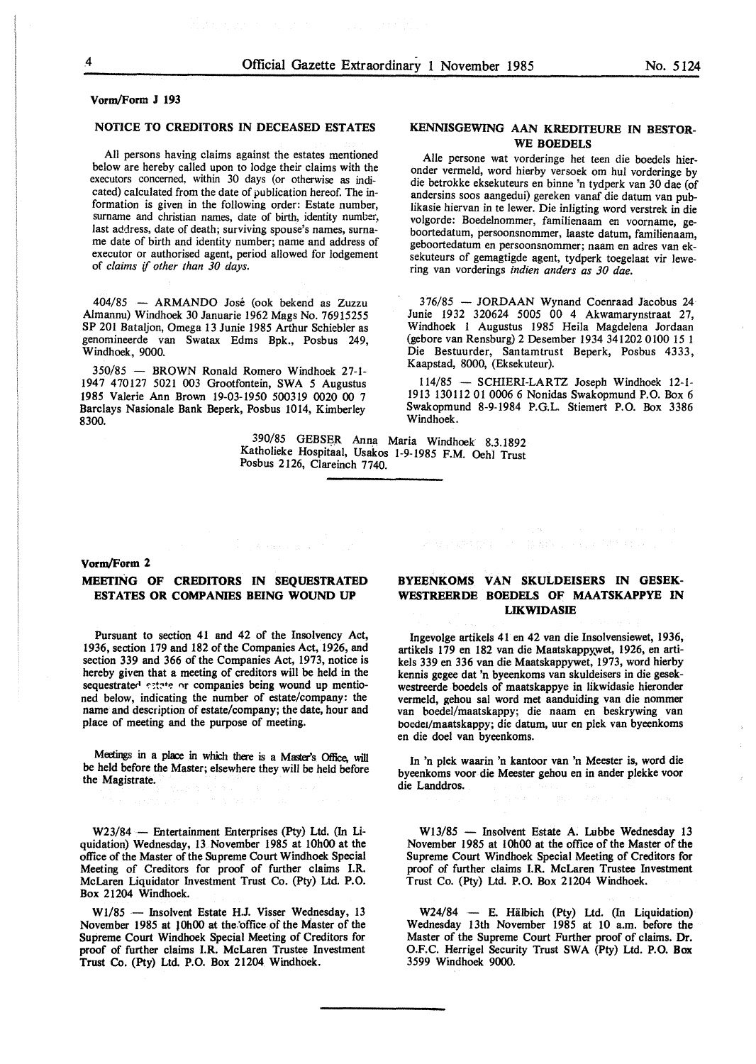Vorm/Form J 193

## NOTICE TO CREDITORS IN DECEASED ESTATES

All persons having claims against the estates mentioned below are hereby called upon to lodge their claims with the executors concerned, within 30 days (or otherwise as indicated) calculated from the date of publication hereof. The information is given in the following order: Estate number, surname and christian names, date of birth, identity number, last address, date of death; surviving spouse's names, surname date of birth and identity number; name and address of executor or authorised agent, period allowed for lodgement of *claims if other than 30 days.*

404/85 — ARMANDO José (ook bekend as Zuzzu Almannu) Windhoek 30 Januarie 1962 Mags No. 76915255 SP 201 Bataljon, Omega 13 Junie 1985 Arthur Schiebler as genomineerde van Swatax Edms Bpk., Posbus 249, Windhoek, 9000.

350/85 — BROWN Ronald Romero Windhoek 27-1-1947 470127 5021 003 Grootfontein, SWA 5 Augustus 1985 Valerie Ann Brown 19-03-1950 500319 0020 00 7 Barclays Nasionale Bank Beperk, Posbus 1014, Kimberley 8300.

## KENNISGEWING AAN KREDITEURE IN BESTORWE BOEDELS

Alle persone wat vorderinge het teen die boedels hieronder vermeld, word hierby versoek om hul vorderinge by die betrokke eksekuteurs en binne 'n tydperk van 30 dae (of andersins soos aangedui) gereken vanaf die datum van publikasie hiervan in te lewer. Die inligting word verstrek in die volgorde: Boedelnommer, familienaam en voorname, geboortedatum, persoonsnommer, laaste datum, familienaam, geboortedatum en persoonsnommer; naam en adres van eksekuteurs of gemagtigde agent, tydperk toegelaat vir lewering van vorderings *indien anders as 30 dae.*

376/85 — JORDAAN Wynand Coenraad Jacobus 24 Junie 1932 320624 5005 00 4 Akwamarynstraat 27, Windhoek 1 Augustus 1985 Heila Magdelena Jordaan (gebore van Rensburg) 2 Desember 1934 341202 0100 15 1 Die Bestuurder, Santamtrust Beperk, Posbus 4333, Kaapstad, 8000, (Eksekuteur).

114/85 — SCHIERI-LARTZ Joseph Windhoek 12-1-1913 130112 01 0006 6 Nonidas Swakopmund P.O. Box 6 Swakopmund 8-9-1984 P.G.L. Stiemert P.O. Box 3386 Windhoek.

390/85 GEBSER Anna Maria Windhoek 8.3.1892 Katholieke Hospitaal, Usakos 1-9-1985 F.M. Oehl Trust Posbus 2126, Clareinch 7740.

---

Vorm/Form 2

## MEETING OF CREDITORS IN SEQUESTRATED ESTATES OR COMPANIES BEING WOUND UP

Pursuant to section 41 and 42 of the Insolvency Act, 1936, section 179 and 182 of the Companies Act, 1926, and section 339 and 366 of the Companies Act, 1973, notice is hereby given that a meeting of creditors will be held in the sequestrated estate or companies being wound up mentioned below, indicating the number of estate/company: the name and description of estate/company; the date, hour and place of meeting and the purpose of meeting.

Meetings in a place in which there is a Master's Office, will be held before the Master; elsewhere they will be held before the Magistrate.

W23/84 — Entertainment Enterprises (Pty) Ltd. (In Liquidation) Wednesday, 13 November 1985 at 10h00 at the office of the Master of the Supreme Court Windhoek Special Meeting of Creditors for proof of further claims I.R. McLaren Liquidator Investment Trust Co. (Pty) Ltd. P.O. Box 21204 Windhoek.

W1/85 — Insolvent Estate H.J. Visser Wednesday, 13 November 1985 at 10h00 at the office of the Master of the Supreme Court Windhoek Special Meeting of Creditors for proof of further claims I.R. McLaren Trustee Investment Trust Co. (Pty) Ltd. P.O. Box 21204 Windhoek.

## BYEENKOMS VAN SKULDEISERS IN GESEKWESTREERDE BOEDELS OF MAATSKAPPYE IN LIKWIDASIE

Ingevolge artikels 41 en 42 van die Insolvensiewet, 1936, artikels 179 en 182 van die Maatskappywet, 1926, en artikels 339 en 336 van die Maatskappywet, 1973, word hierby kennis gegee dat 'n byeenkoms van skuldeisers in die gesekwestreerde boedels of maatskappye in likwidasie hieronder vermeld, gehou sal word met aanduiding van die nommer van boedel/maatskappy; die naam en beskrywing van boedel/maatskappy; die datum, uur en plek van byeenkoms en die doel van byeenkoms.

In 'n plek waarin 'n kantoor van 'n Meester is, word die byeenkoms voor die Meester gehou en in ander plekke voor die Landdros.

W13/85 — Insolvent Estate A. Lubbe Wednesday 13 November 1985 at 10h00 at the office of the Master of the Supreme Court Windhoek Special Meeting of Creditors for proof of further claims I.R. McLaren Trustee Investment Trust Co. (Pty) Ltd. P.O. Box 21204 Windhoek.

W24/84 — E. Hälbich (Pty) Ltd. (In Liquidation) Wednesday 13th November 1985 at 10 a.m. before the Master of the Supreme Court Further proof of claims. Dr. O.F.C. Herrigel Security Trust SWA (Pty) Ltd. P.O. Box 3599 Windhoek 9000.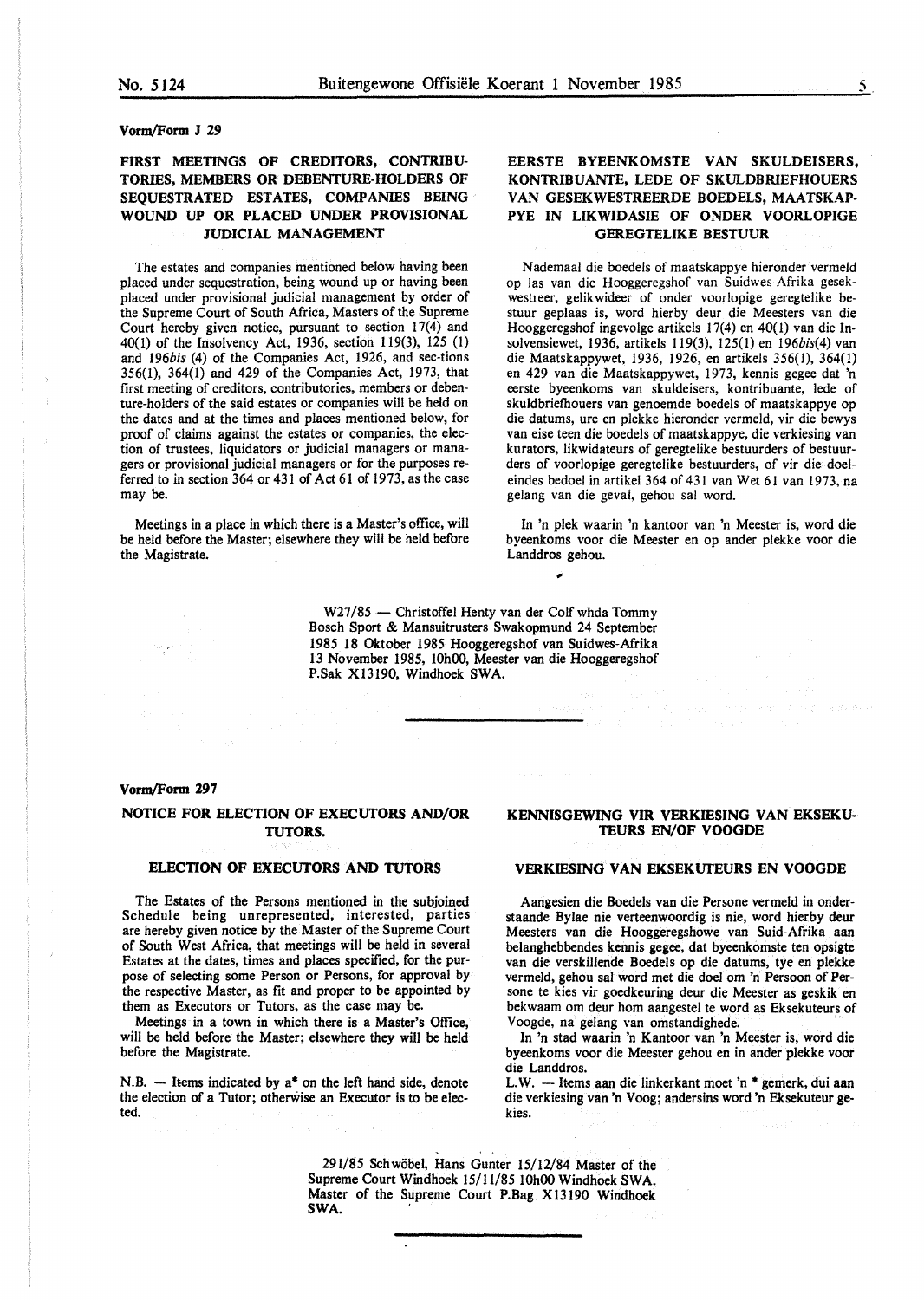**Vorm/Form J 29**

### FIRST MEETINGS OF CREDITORS, CONTRIBUTORIES, MEMBERS OR DEBENTURE-HOLDERS OF SEQUESTRATED ESTATES, COMPANIES BEING WOUND UP OR PLACED UNDER PROVISIONAL JUDICIAL MANAGEMENT

The estates and companies mentioned below having been placed under sequestration, being wound up or having been placed under provisional judicial management by order of the Supreme Court of South Africa, Masters of the Supreme Court hereby given notice, pursuant to section 17(4) and 40(1) of the Insolvency Act, 1936, section 119(3), 125 (1) and 196*bis* (4) of the Companies Act, 1926, and sec-tions 356(1), 364(1) and 429 of the Companies Act, 1973, that first meeting of creditors, contributories, members or debenture-holders of the said estates or companies will be held on the dates and at the times and places mentioned below, for proof of claims against the estates or companies, the election of trustees, liquidators or judicial managers or managers or provisional judicial managers or for the purposes referred to in section 364 or 431 of Act 61 of 1973, as the case may be.

Meetings in a place in which there is a Master's office, will be held before the Master; elsewhere they will be held before the Magistrate.

### EERSTE BYEENKOMSTE VAN SKULDEISERS, KONTRIBUANTE, LEDE OF SKULDBRIEFHOUERS VAN GESEKWESTREERDE BOEDELS, MAATSKAPPYE IN LIKWIDASIE OF ONDER VOORLOPIGE GEREGTELIKE BESTUUR

Nademaal die boedels of maatskappye hieronder vermeld op las van die Hooggeregshof van Suidwes-Afrika gesekwestreer, gelikwideer of onder voorlopige geregtelike bestuur geplaas is, word hierby deur die Meesters van die Hooggeregshof ingevolge artikels 17(4) en 40(1) van die Insolvensiewet, 1936, artikels 119(3), 125(1) en 196*bis*(4) van die Maatskappywet, 1936, 1926, en artikels 356(1), 364(1) en 429 van die Maatskappywet, 1973, kennis gegee dat 'n eerste byeenkoms van skuldeisers, kontribuante, lede of skuldbriefhouers van genoemde boedels of maatskappye op die datums, ure en plekke hieronder vermeld, vir die bewys van eise teen die boedels of maatskappye, die verkiesing van kurators, likwidateurs of geregtelike bestuurders of bestuurders of voorlopige geregtelike bestuurders, of vir die doeleindes bedoel in artikel 364 of 431 van Wet 61 van 1973, na gelang van die geval, gehou sal word.

In 'n plek waarin 'n kantoor van 'n Meester is, word die byeenkoms voor die Meester en op ander plekke voor die Landdros gehou.

W27/85 — Christoffel Henty van der Colf whda Tommy Bosch Sport & Mansuitrusters Swakopmund 24 September 1985 18 Oktober 1985 Hooggeregshof van Suidwes-Afrika 13 November 1985, 10h00, Meester van die Hooggeregshof P.Sak X13190, Windhoek SWA.

---

**Vorm/Form 297**

### NOTICE FOR ELECTION OF EXECUTORS AND/OR TUTORS.

#### ELECTION OF EXECUTORS AND TUTORS

The Estates of the Persons mentioned in the subjoined Schedule being unrepresented, interested, parties are hereby given notice by the Master of the Supreme Court of South West Africa, that meetings will be held in several Estates at the dates, times and places specified, for the purpose of selecting some Person or Persons, for approval by the respective Master, as fit and proper to be appointed by them as Executors or Tutors, as the case may be.

Meetings in a town in which there is a Master's Office, will be held before the Master; elsewhere they will be held before the Magistrate.

N.B. — Items indicated by a* on the left hand side, denote the election of a Tutor; otherwise an Executor is to be elected.

### KENNISGEWING VIR VERKIESING VAN EKSEKUTEURS EN/OF VOOGDE

#### VERKIESING VAN EKSEKUTEURS EN VOOGDE

Aangesien die Boedels van die Persone vermeld in onderstaande Bylae nie verteenwoordig is nie, word hierby deur Meesters van die Hooggeregshowe van Suid-Afrika aan belanghebbendes kennis gegee, dat byeenkomste ten opsigte van die verskillende Boedels op die datums, tye en plekke vermeld, gehou sal word met die doel om 'n Persoon of Persone te kies vir goedkeuring deur die Meester as geskik en bekwaam om deur hom aangestel te word as Eksekuteurs of Voogde, na gelang van omstandighede.

In 'n stad waarin 'n Kantoor van 'n Meester is, word die byeenkoms voor die Meester gehou en in ander plekke voor die Landdros.

L.W. — Items aan die linkerkant moet 'n * gemerk, dui aan die verkiesing van 'n Voog; andersins word 'n Eksekuteur gekies.

291/85 Schwöbel, Hans Gunter 15/12/84 Master of the Supreme Court Windhoek 15/11/85 10h00 Windhoek SWA. Master of the Supreme Court P.Bag X13190 Windhoek SWA.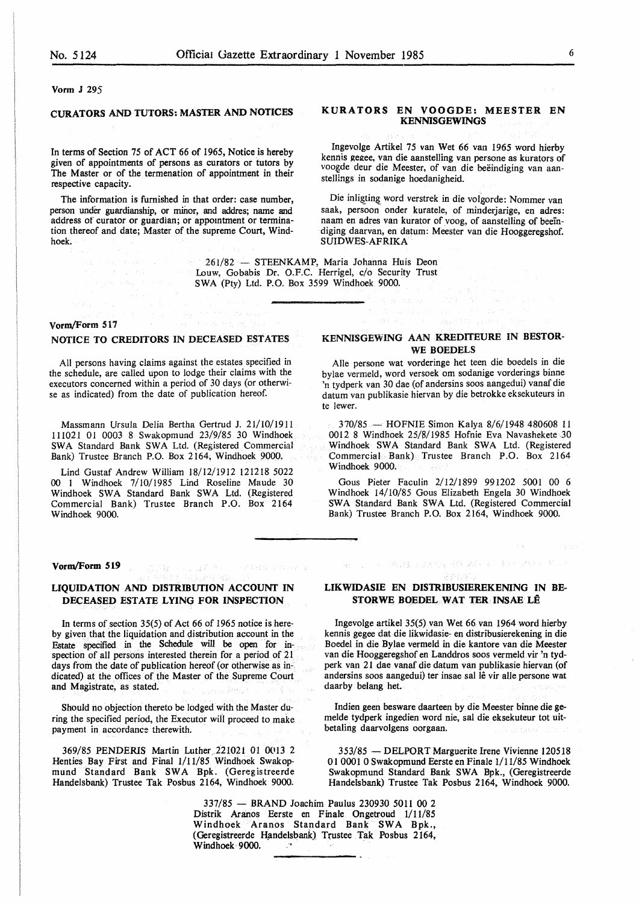Vorm J 295

## CURATORS AND TUTORS: MASTER AND NOTICES

In terms of Section 75 of ACT 66 of 1965, Notice is hereby given of appointments of persons as curators or tutors by The Master or of the termenation of appointment in their respective capacity.

The information is furnished in that order: case number, person under guardianship, or minor, and addres; name and address of curator or guardian; or appointment or termination thereof and date; Master of the supreme Court, Windhoek.

## KURATORS EN VOOGDE: MEESTER EN KENNISGEWINGS

Ingevolge Artikel 75 van Wet 66 van 1965 word hierby kennis gegee, van die aanstelling van persone as kurators of voogde deur die Meester, of van die beëindiging van aanstellings in sodanige hoedanigheid.

Die inligting word verstrek in die volgorde: Nommer van saak, persoon onder kuratele, of minderjarige, en adres: naam en adres van kurator of voog, of aanstelling of beëindiging daarvan, en datum: Meester van die Hooggeregshof. SUIDWES-AFRIKA

261/82 — STEENKAMP, Maria Johanna Huis Deon Louw, Gobabis Dr. O.F.C. Herrigel, c/o Security Trust SWA (Pty) Ltd. P.O. Box 3599 Windhoek 9000.

---

Vorm/Form 517

## NOTICE TO CREDITORS IN DECEASED ESTATES

All persons having claims against the estates specified in the schedule, are called upon to lodge their claims with the executors concerned within a period of 30 days (or otherwise as indicated) from the date of publication hereof.

Massmann Ursula Delia Bertha Gertrud J. 21/10/1911 111021 01 0003 8 Swakopmund 23/9/85 30 Windhoek SWA Standard Bank SWA Ltd. (Registered Commercial Bank) Trustee Branch P.O. Box 2164, Windhoek 9000.

Lind Gustaf Andrew William 18/12/1912 121218 5022 00 1 Windhoek 7/10/1985 Lind Roseline Maude 30 Windhoek SWA Standard Bank SWA Ltd. (Registered Commercial Bank) Trustee Branch P.O. Box 2164 Windhoek 9000.

## KENNISGEWING AAN KREDITEURE IN BESTORWE BOEDELS

Alle persone wat vorderinge het teen die boedels in die bylae vermeld, word versoek om sodanige vorderings binne 'n tydperk van 30 dae (of andersins soos aangedui) vanaf die datum van publikasie hiervan by die betrokke eksekuteurs in te lewer.

370/85 — HOFNIE Simon Kalya 8/6/1948 480608 11 0012 8 Windhoek 25/8/1985 Hofnie Eva Navashekete 30 Windhoek SWA Standard Bank SWA Ltd. (Registered Commercial Bank) Trustee Branch P.O. Box 2164 Windhoek 9000.

Gous Pieter Faculin 2/12/1899 991202 5001 00 6 Windhoek 14/10/85 Gous Elizabeth Engela 30 Windhoek SWA Standard Bank SWA Ltd. (Registered Commercial Bank) Trustee Branch P.O. Box 2164, Windhoek 9000.

---

Vorm/Form 519

## LIQUIDATION AND DISTRIBUTION ACCOUNT IN DECEASED ESTATE LYING FOR INSPECTION

In terms of section 35(5) of Act 66 of 1965 notice is hereby given that the liquidation and distribution account in the Estate specified in the Schedule will be open for inspection of all persons interested therein for a period of 21 days from the date of publication hereof (or otherwise as indicated) at the offices of the Master of the Supreme Court and Magistrate, as stated.

Should no objection thereto be lodged with the Master during the specified period, the Executor will proceed to make payment in accordance therewith.

369/85 PENDERIS Martin Luther 221021 01 0013 2 Henties Bay First and Final 1/11/85 Windhoek Swakopmund Standard Bank SWA Bpk. (Geregistreerde Handelsbank) Trustee Tak Posbus 2164, Windhoek 9000.

## LIKWIDASIE EN DISTRIBUSIEREKENING IN BESTORWE BOEDEL WAT TER INSAE LÊ

Ingevolge artikel 35(5) van Wet 66 van 1964 word hierby kennis gegee dat die likwidasie- en distribusierekening in die Boedel in die Bylae vermeld in die kantore van die Meester van die Hooggeregshof en Landdros soos vermeld vir 'n tydperk van 21 dae vanaf die datum van publikasie hiervan (of andersins soos aangedui) ter insae sal lê vir alle persone wat daarby belang het.

Indien geen besware daarteen by die Meester binne die gemelde tydperk ingedien word nie, sal die eksekuteur tot uitbetaling daarvolgens oorgaan.

353/85 — DELPORT Marguerite Irene Vivienne 120518 01 0001 0 Swakopmund Eerste en Finale 1/11/85 Windhoek Swakopmund Standard Bank SWA Bpk., (Geregistreerde Handelsbank) Trustee Tak Posbus 2164, Windhoek 9000.

337/85 — BRAND Joachim Paulus 230930 5011 00 2 Distrik Aranos Eerste en Finale Ongetroud 1/11/85 Windhoek Aranos Standard Bank SWA Bpk., (Geregistreerde Handelsbank) Trustee Tak Posbus 2164, Windhoek 9000.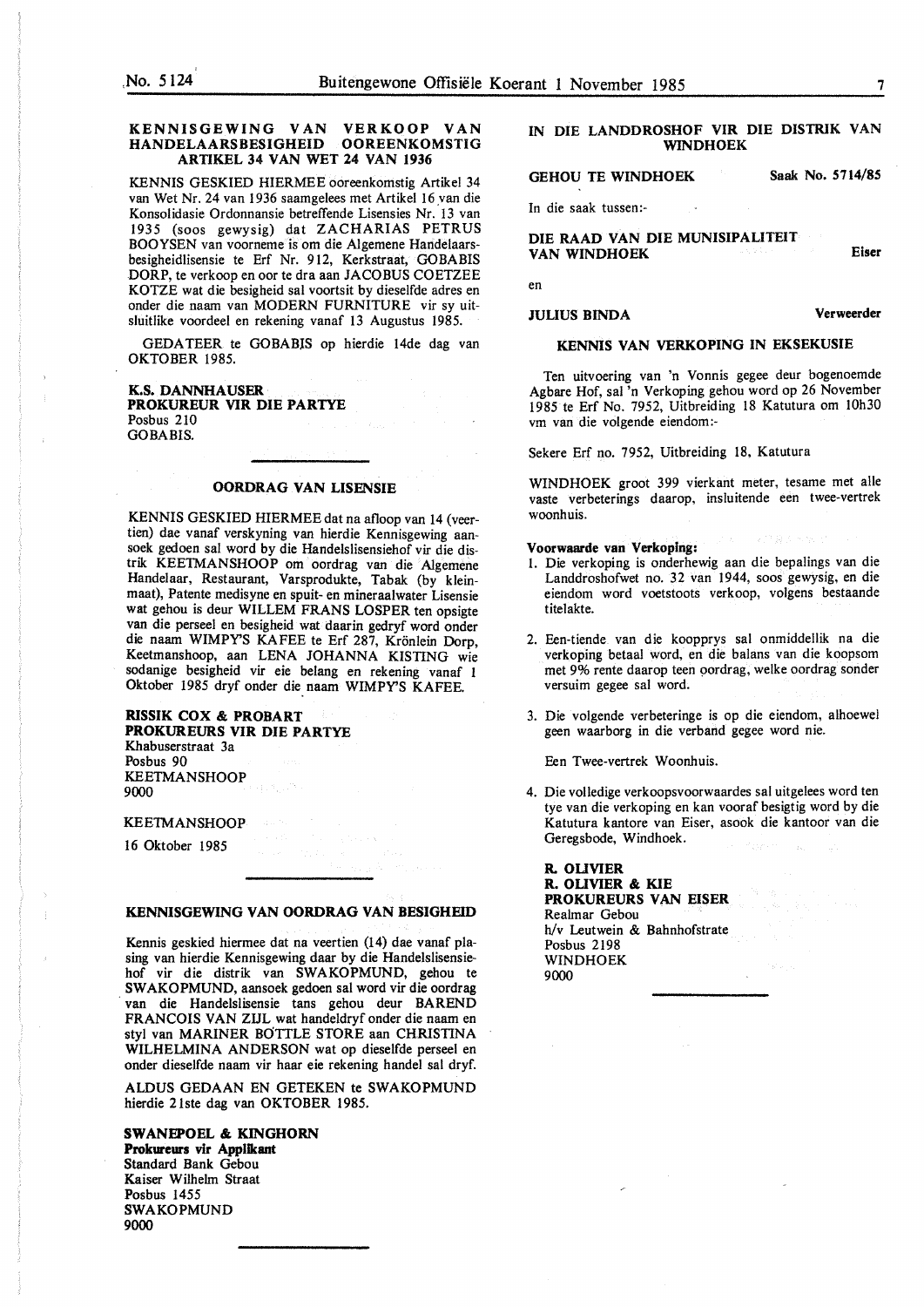## KENNISGEWING VAN VERKOOP VAN HANDELAARSBESIGHEID OOREENKOMSTIG ARTIKEL 34 VAN WET 24 VAN 1936

KENNIS GESKIED HIERMEE ooreenkomstig Artikel 34 van Wet Nr. 24 van 1936 saamgelees met Artikel 16 van die Konsolidasie Ordonnansie betreffende Lisensies Nr. 13 van 1935 (soos gewysig) dat ZACHARIAS PETRUS BOOYSEN van voorneme is om die Algemene Handelaarsbesigheidlisensie te Erf Nr. 912, Kerkstraat, GOBABIS DORP, te verkoop en oor te dra aan JACOBUS COETZEE KOTZE wat die besigheid sal voortsit by dieselfde adres en onder die naam van MODERN FURNITURE vir sy uitsluitlike voordeel en rekening vanaf 13 Augustus 1985.

GEDATEER te GOBABIS op hierdie 14de dag van OKTOBER 1985.

**K.S. DANNHAUSER**
**PROKUREUR VIR DIE PARTYE**
Posbus 210
GOBABIS.

---

## OORDRAG VAN LISENSIE

KENNIS GESKIED HIERMEE dat na afloop van 14 (veertien) dae vanaf verskyning van hierdie Kennisgewing aansoek gedoen sal word by die Handelslisensiehof vir die distrik KEETMANSHOOP om oordrag van die Algemene Handelaar, Restaurant, Varsprodukte, Tabak (by kleinmaat), Patente medisyne en spuit- en mineraalwater Lisensie wat gehou is deur WILLEM FRANS LOSPER ten opsigte van die perseel en besigheid wat daarin gedryf word onder die naam WIMPY'S KAFEE te Erf 287, Krönlein Dorp, Keetmanshoop, aan LENA JOHANNA KISTING wie sodanige besigheid vir eie belang en rekening vanaf 1 Oktober 1985 dryf onder die naam WIMPY'S KAFEE.

**RISSIK COX & PROBART**
**PROKUREURS VIR DIE PARTYE**
Khabuserstraat 3a
Posbus 90
KEETMANSHOOP
9000

KEETMANSHOOP

16 Oktober 1985

---

## KENNISGEWING VAN OORDRAG VAN BESIGHEID

Kennis geskied hiermee dat na veertien (14) dae vanaf plasing van hierdie Kennisgewing daar by die Handelslisensiehof vir die distrik van SWAKOPMUND, gehou te SWAKOPMUND, aansoek gedoen sal word vir die oordrag van die Handelslisensie tans gehou deur BAREND FRANCOIS VAN ZIJL wat handeldryf onder die naam en styl van MARINER BOTTLE STORE aan CHRISTINA WILHELMINA ANDERSON wat op dieselfde perseel en onder dieselfde naam vir haar eie rekening handel sal dryf.

ALDUS GEDAAN EN GETEKEN te SWAKOPMUND hierdie 21ste dag van OKTOBER 1985.

**SWANEPOEL & KINGHORN**
**Prokureurs vir Applikant**
Standard Bank Gebou
Kaiser Wilhelm Straat
Posbus 1455
SWAKOPMUND
9000

---

## IN DIE LANDDROSHOF VIR DIE DISTRIK VAN WINDHOEK

**GEHOU TE WINDHOEK** — **Saak No. 5714/85**

In die saak tussen:-

**DIE RAAD VAN DIE MUNISIPALITEIT VAN WINDHOEK** — **Eiser**

en

**JULIUS BINDA** — **Verweerder**

### KENNIS VAN VERKOPING IN EKSEKUSIE

Ten uitvoering van 'n Vonnis gegee deur bogenoemde Agbare Hof, sal 'n Verkoping gehou word op 26 November 1985 te Erf No. 7952, Uitbreiding 18 Katutura om 10h30 vm van die volgende eiendom:-

Sekere Erf no. 7952, Uitbreiding 18, Katutura

WINDHOEK groot 399 vierkant meter, tesame met alle vaste verbeterings daarop, insluitende een twee-vertrek woonhuis.

**Voorwaarde van Verkoping:**

1. Die verkoping is onderhewig aan die bepalings van die Landdroshofwet no. 32 van 1944, soos gewysig, en die eiendom word voetstoots verkoop, volgens bestaande titelakte.
2. Een-tiende van die koopprys sal onmiddellik na die verkoping betaal word, en die balans van die koopsom met 9% rente daarop teen oordrag, welke oordrag sonder versuim gegee sal word.
3. Die volgende verbeteringe is op die eiendom, alhoewel geen waarborg in die verband gegee word nie.

   Een Twee-vertrek Woonhuis.

4. Die volledige verkoopsvoorwaardes sal uitgelees word ten tye van die verkoping en kan vooraf besigtig word by die Katutura kantore van Eiser, asook die kantoor van die Geregsbode, Windhoek.

**R. OLIVIER**
**R. OLIVIER & KIE**
**PROKUREURS VAN EISER**
Realmar Gebou
h/v Leutwein & Bahnhofstrate
Posbus 2198
WINDHOEK
9000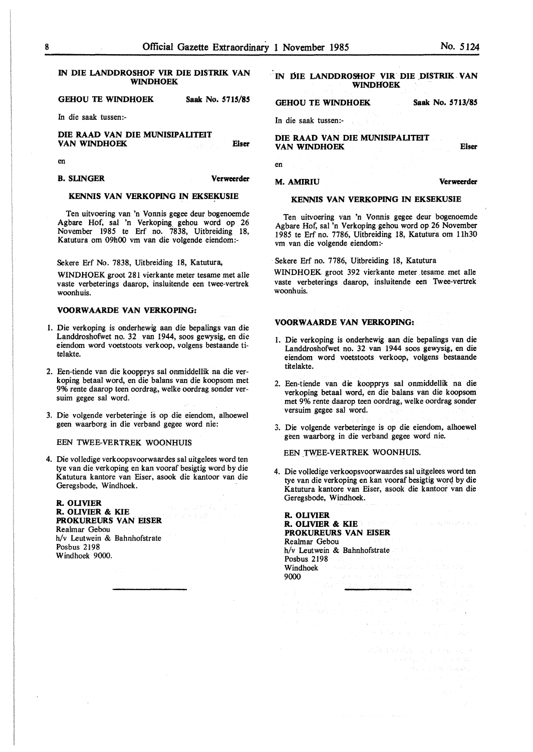## IN DIE LANDDROSHOF VIR DIE DISTRIK VAN WINDHOEK

**GEHOU TE WINDHOEK** **Saak No. 5715/85**

In die saak tussen:-

**DIE RAAD VAN DIE MUNISIPALITEIT VAN WINDHOEK** **Eiser**

en

**B. SLINGER** **Verweerder**

### KENNIS VAN VERKOPING IN EKSEKUSIE

Ten uitvoering van 'n Vonnis gegee deur bogenoemde Agbare Hof, sal 'n Verkoping gehou word op 26 November 1985 te Erf no. 7838, Uitbreiding 18, Katutura om 09h00 vm van die volgende eiendom:-

Sekere Erf No. 7838, Uitbreiding 18, Katutura,

WINDHOEK groot 281 vierkante meter tesame met alle vaste verbeterings daarop, insluitende een twee-vertrek woonhuis.

**VOORWAARDE VAN VERKOPING:**

1. Die verkoping is onderhewig aan die bepalings van die Landdroshofwet no. 32 van 1944, soos gewysig, en die eiendom word voetstoots verkoop, volgens bestaande titelakte.
2. Een-tiende van die koopprys sal onmiddellik na die verkoping betaal word, en die balans van die koopsom met 9% rente daarop teen oordrag, welke oordrag sonder versuim gegee sal word.
3. Die volgende verbeteringe is op die eiendom, alhoewel geen waarborg in die verband gegee word nie:

   EEN TWEE-VERTREK WOONHUIS
4. Die volledige verkoopsvoorwaardes sal uitgelees word ten tye van die verkoping en kan vooraf besigtig word by die Katutura kantore van Eiser, asook die kantoor van die Geregsbode, Windhoek.

**R. OLIVIER**
**R. OLIVIER & KIE**
**PROKUREURS VAN EISER**
Realmar Gebou
h/v Leutwein & Bahnhofstrate
Posbus 2198
Windhoek 9000.

---

## IN DIE LANDDROSHOF VIR DIE DISTRIK VAN WINDHOEK

**GEHOU TE WINDHOEK** **Saak No. 5713/85**

In die saak tussen:-

**DIE RAAD VAN DIE MUNISIPALITEIT VAN WINDHOEK** **Eiser**

en

**M. AMIRIU** **Verweerder**

### KENNIS VAN VERKOPING IN EKSEKUSIE

Ten uitvoering van 'n Vonnis gegee deur bogenoemde Agbare Hof, sal 'n Verkoping gehou word op 26 November 1985 te Erf no. 7786, Uitbreiding 18, Katutura om 11h30 vm van die volgende eiendom:-

Sekere Erf no. 7786, Uitbreiding 18, Katutura

WINDHOEK groot 392 vierkante meter tesame met alle vaste verbeterings daarop, insluitende een Twee-vertrek woonhuis.

**VOORWAARDE VAN VERKOPING:**

1. Die verkoping is onderhewig aan die bepalings van die Landdroshofwet no. 32 van 1944 soos gewysig, en die eiendom word voetstoots verkoop, volgens bestaande titelakte.
2. Een-tiende van die koopprys sal onmiddellik na die verkoping betaal word, en die balans van die koopsom met 9% rente daarop teen oordrag, welke oordrag sonder versuim gegee sal word.
3. Die volgende verbeteringe is op die eiendom, alhoewel geen waarborg in die verband gegee word nie.

   EEN TWEE-VERTREK WOONHUIS.
4. Die volledige verkoopsvoorwaardes sal uitgelees word ten tye van die verkoping en kan vooraf besigtig word by die Katutura kantore van Eiser, asook die kantoor van die Geregsbode, Windhoek.

**R. OLIVIER**
**R. OLIVIER & KIE**
**PROKUREURS VAN EISER**
Realmar Gebou
h/v Leutwein & Bahnhofstrate
Posbus 2198
Windhoek
9000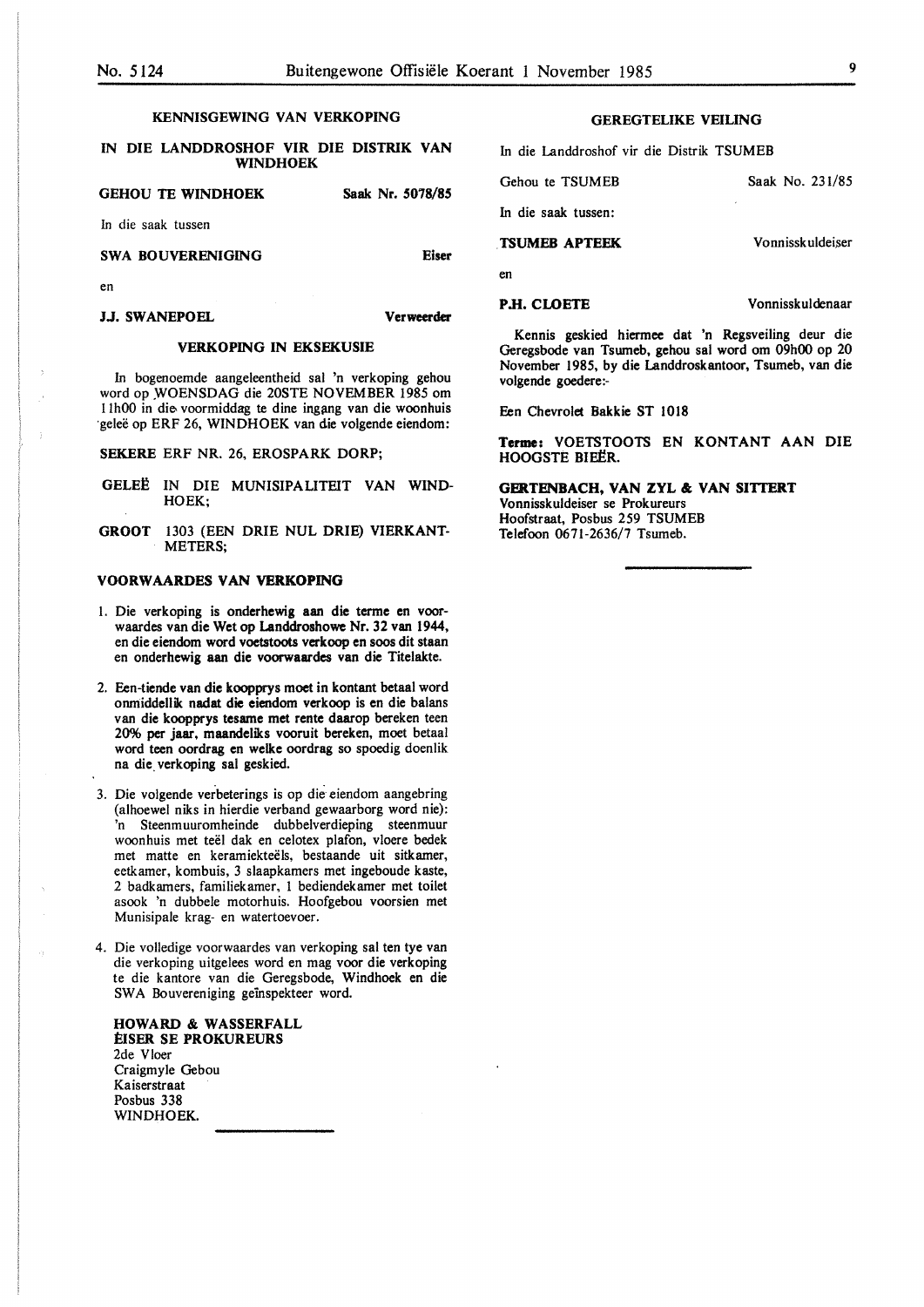## KENNISGEWING VAN VERKOPING

### IN DIE LANDDROSHOF VIR DIE DISTRIK VAN WINDHOEK

**GEHOU TE WINDHOEK** **Saak Nr. 5078/85**

In die saak tussen

**SWA BOUVERENIGING** **Eiser**

en

**J.J. SWANEPOEL** **Verweerder**

### VERKOPING IN EKSEKUSIE

In bogenoemde aangeleentheid sal 'n verkoping gehou word op WOENSDAG die 20STE NOVEMBER 1985 om 11h00 in die voormiddag te dine ingang van die woonhuis geleë op ERF 26, WINDHOEK van die volgende eiendom:

**SEKERE** ERF NR. 26, EROSPARK DORP;

**GELEË** IN DIE MUNISIPALITEIT VAN WINDHOEK;

**GROOT** 1303 (EEN DRIE NUL DRIE) VIERKANTMETERS;

### VOORWAARDES VAN VERKOPING

1. Die verkoping is onderhewig aan die terme en voorwaardes van die Wet op Landdroshowe Nr. 32 van 1944, en die eiendom word voetstoots verkoop en soos dit staan en onderhewig aan die voorwaardes van die Titelakte.

2. Een-tiende van die koopprys moet in kontant betaal word onmiddellik nadat die eiendom verkoop is en die balans van die koopprys tesame met rente daarop bereken teen 20% per jaar, maandeliks vooruit bereken, moet betaal word teen oordrag en welke oordrag so spoedig doenlik na die verkoping sal geskied.

3. Die volgende verbeterings is op die eiendom aangebring (alhoewel niks in hierdie verband gewaarborg word nie): 'n Steenmuuromheinde dubbelverdieping steenmuur woonhuis met teël dak en celotex plafon, vloere bedek met matte en keramiekteëls, bestaande uit sitkamer, eetkamer, kombuis, 3 slaapkamers met ingeboude kaste, 2 badkamers, familiekamer, 1 bediendekamer met toilet asook 'n dubbele motorhuis. Hoofgebou voorsien met Munisipale krag- en watertoevoer.

4. Die volledige voorwaardes van verkoping sal ten tye van die verkoping uitgelees word en mag voor die verkoping te die kantore van die Geregsbode, Windhoek en die SWA Bouvereniging geïnspekteer word.

**HOWARD & WASSERFALL**
**EISER SE PROKUREURS**
2de Vloer
Craigmyle Gebou
Kaiserstraat
Posbus 338
WINDHOEK.

---

## GEREGTELIKE VEILING

In die Landdroshof vir die Distrik TSUMEB

Gehou te TSUMEB Saak No. 231/85

In die saak tussen:

**TSUMEB APTEEK** Vonnisskuldeiser

en

**P.H. CLOETE** Vonnisskuldenaar

Kennis geskied hiermee dat 'n Regsveiling deur die Geregsbode van Tsumeb, gehou sal word om 09h00 op 20 November 1985, by die Landdroskantoor, Tsumeb, van die volgende goedere:-

Een Chevrolet Bakkie ST 1018

**Terme:** VOETSTOOTS EN KONTANT AAN DIE HOOGSTE BIEËR.

**GERTENBACH, VAN ZYL & VAN SITTERT**
Vonnisskuldeiser se Prokureurs
Hoofstraat, Posbus 259 TSUMEB
Telefoon 0671-2636/7 Tsumeb.